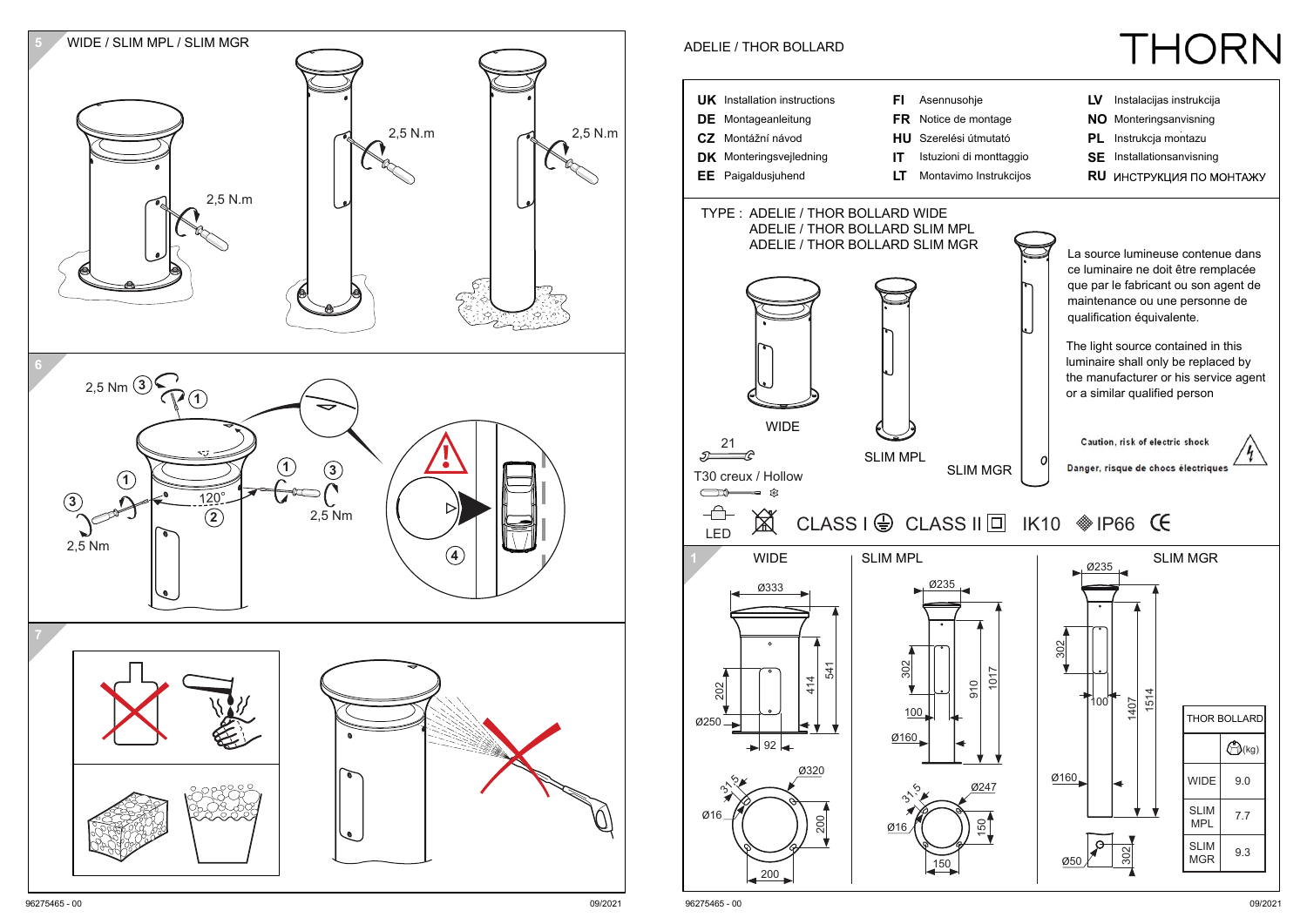## 5 WIDE / SLIM MPL / SLIM MGR

2,5 N.m

2,5 N.m

2,5 N.m

## 6

2,5 Nm ③ ①

① ③

① 120° 2,5 Nm

③ ②

2,5 Nm

④

## 7

# ADELIE / THOR BOLLARD

THORN

| | | | | | | | |
|---|---|---|---|---|---|---|---|
| **UK** | Installation instructions | **FI** | Asennusohje | **LV** | Instalacijas instrukcija |
| **DE** | Montageanleitung | **FR** | Notice de montage | **NO** | Monteringsanvisning |
| **CZ** | Montážní návod | **HU** | Szerelési útmutató | **PL** | Instrukcja montazu |
| **DK** | Monteringsvejledning | **IT** | Istuzioni di monttaggio | **SE** | Installationsanvisning |
| **EE** | Paigaldusjuhend | **LT** | Montavimo Instrukcijos | **RU** | ИНСТРУКЦИЯ ПО МОНТАЖУ |

TYPE : ADELIE / THOR BOLLARD WIDE
ADELIE / THOR BOLLARD SLIM MPL
ADELIE / THOR BOLLARD SLIM MGR

WIDE

SLIM MPL

SLIM MGR

La source lumineuse contenue dans ce luminaire ne doit être remplacée que par le fabricant ou son agent de maintenance ou une personne de qualification équivalente.

The light source contained in this luminaire shall only be replaced by the manufacturer or his service agent or a similar qualified person

Caution, risk of electric shock

Danger, risque de chocs électriques

21

T30 creux / Hollow

LED

CLASS I CLASS II IK10 IP66 CE

## 1

WIDE: Ø333, 541, 414, 202, Ø250, 92, Ø320, 31,5, Ø16, 200, 200

SLIM MPL: Ø235, 302, 100, 910, 1017, Ø160, 31,5, Ø247, Ø16, 150, 150

SLIM MGR: Ø235, 302, 100, 1407, 1514, Ø160, Ø50, 302

| THOR BOLLARD | (kg) |
|---|---|
| WIDE | 9.0 |
| SLIM MPL | 7.7 |
| SLIM MGR | 9.3 |

96275465 - 00 09/2021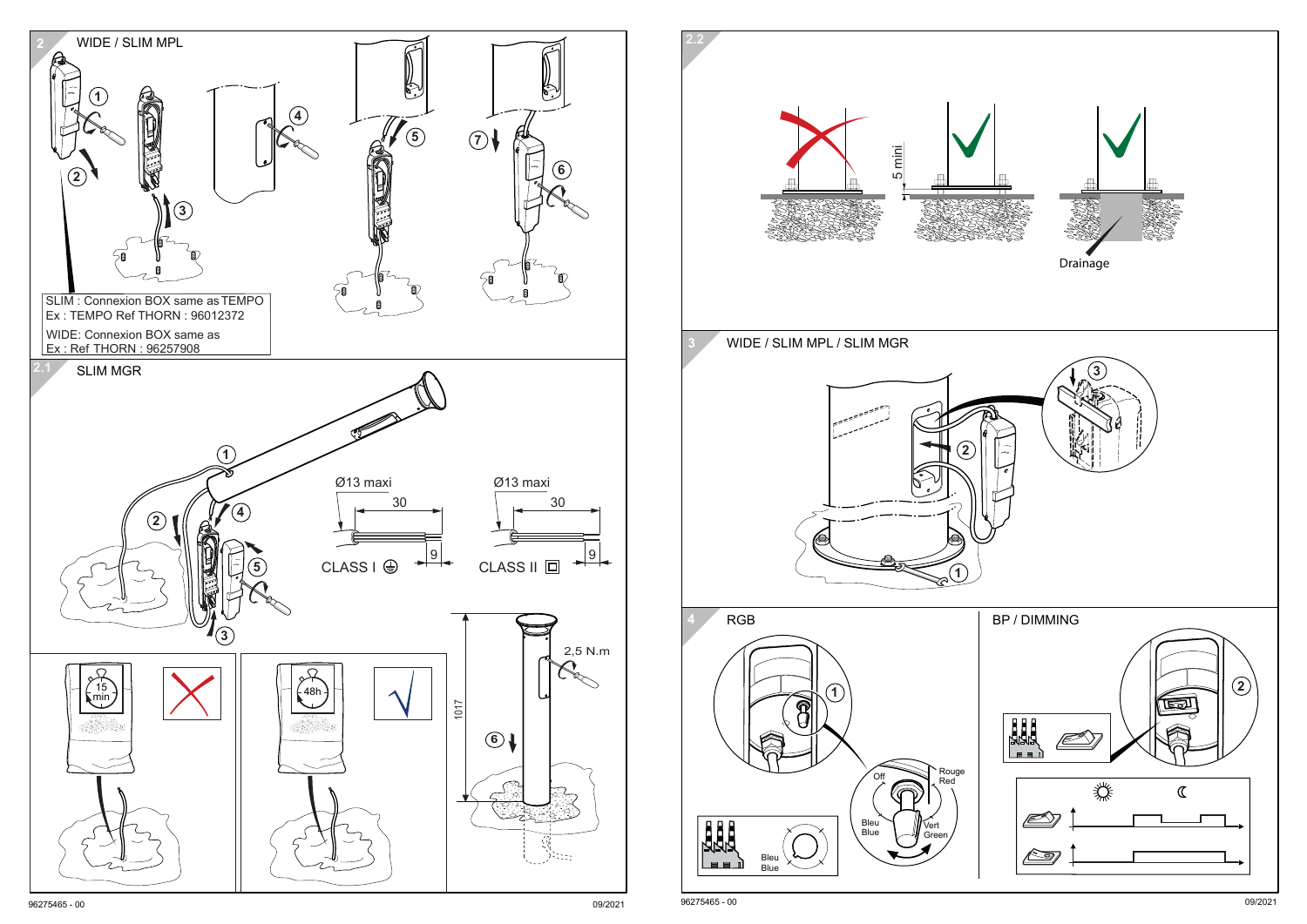## 2 WIDE / SLIM MPL

SLIM : Connexion BOX same as TEMPO
Ex : TEMPO Ref THORN : 96012372

WIDE: Connexion BOX same as
Ex : Ref THORN : 96257908

## 2.1 SLIM MGR

Ø13 maxi
30
9
CLASS I

Ø13 maxi
30
9
CLASS II

15 min

48h

1017

2,5 N.m

## 2.2

5 mini

Drainage

## 3 WIDE / SLIM MPL / SLIM MGR

## 4 RGB

Off

Rouge
Red

Bleu
Blue

Vert
Green

Bleu
Blue

## BP / DIMMING